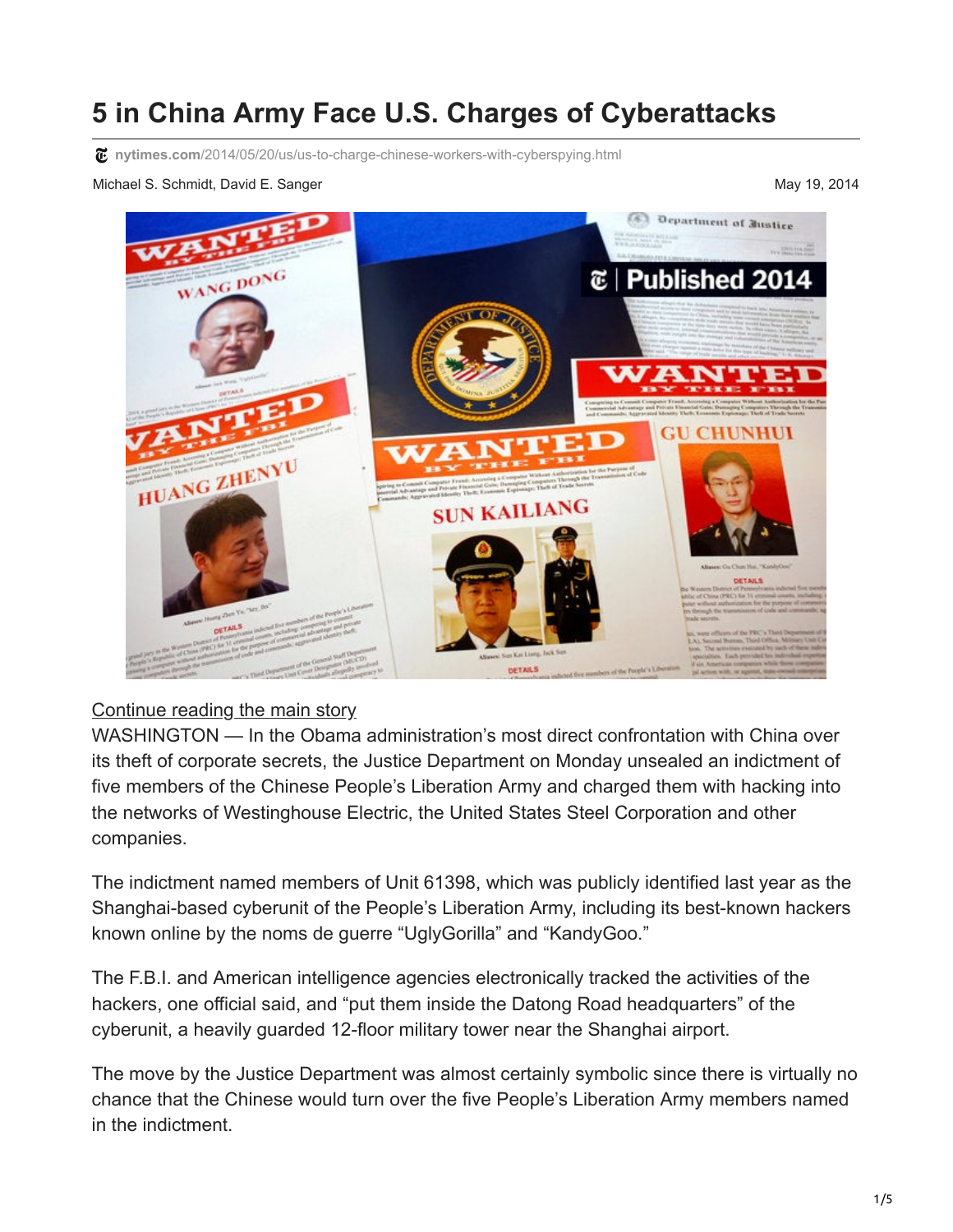# 5 in China Army Face U.S. Charges of Cyberattacks

nytimes.com/2014/05/20/us/us-to-charge-chinese-workers-with-cyberspying.html

Michael S. Schmidt, David E. Sanger

May 19, 2014

Continue reading the main story

WASHINGTON — In the Obama administration's most direct confrontation with China over its theft of corporate secrets, the Justice Department on Monday unsealed an indictment of five members of the Chinese People's Liberation Army and charged them with hacking into the networks of Westinghouse Electric, the United States Steel Corporation and other companies.

The indictment named members of Unit 61398, which was publicly identified last year as the Shanghai-based cyberunit of the People's Liberation Army, including its best-known hackers known online by the noms de guerre "UglyGorilla" and "KandyGoo."

The F.B.I. and American intelligence agencies electronically tracked the activities of the hackers, one official said, and "put them inside the Datong Road headquarters" of the cyberunit, a heavily guarded 12-floor military tower near the Shanghai airport.

The move by the Justice Department was almost certainly symbolic since there is virtually no chance that the Chinese would turn over the five People's Liberation Army members named in the indictment.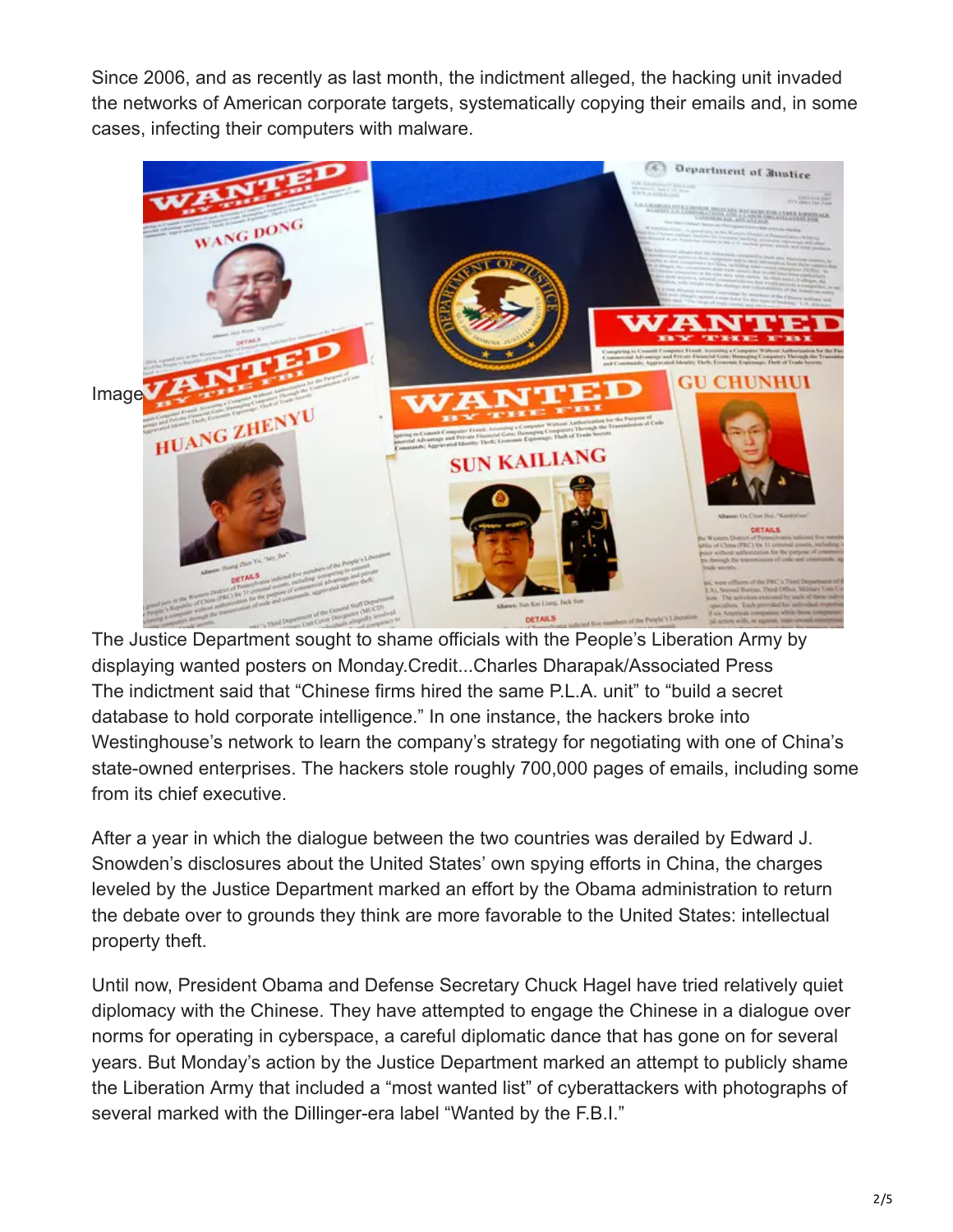Since 2006, and as recently as last month, the indictment alleged, the hacking unit invaded the networks of American corporate targets, systematically copying their emails and, in some cases, infecting their computers with malware.

Image

The Justice Department sought to shame officials with the People's Liberation Army by displaying wanted posters on Monday.Credit...Charles Dharapak/Associated Press

The indictment said that "Chinese firms hired the same P.L.A. unit" to "build a secret database to hold corporate intelligence." In one instance, the hackers broke into Westinghouse's network to learn the company's strategy for negotiating with one of China's state-owned enterprises. The hackers stole roughly 700,000 pages of emails, including some from its chief executive.

After a year in which the dialogue between the two countries was derailed by Edward J. Snowden's disclosures about the United States' own spying efforts in China, the charges leveled by the Justice Department marked an effort by the Obama administration to return the debate over to grounds they think are more favorable to the United States: intellectual property theft.

Until now, President Obama and Defense Secretary Chuck Hagel have tried relatively quiet diplomacy with the Chinese. They have attempted to engage the Chinese in a dialogue over norms for operating in cyberspace, a careful diplomatic dance that has gone on for several years. But Monday's action by the Justice Department marked an attempt to publicly shame the Liberation Army that included a "most wanted list" of cyberattackers with photographs of several marked with the Dillinger-era label "Wanted by the F.B.I."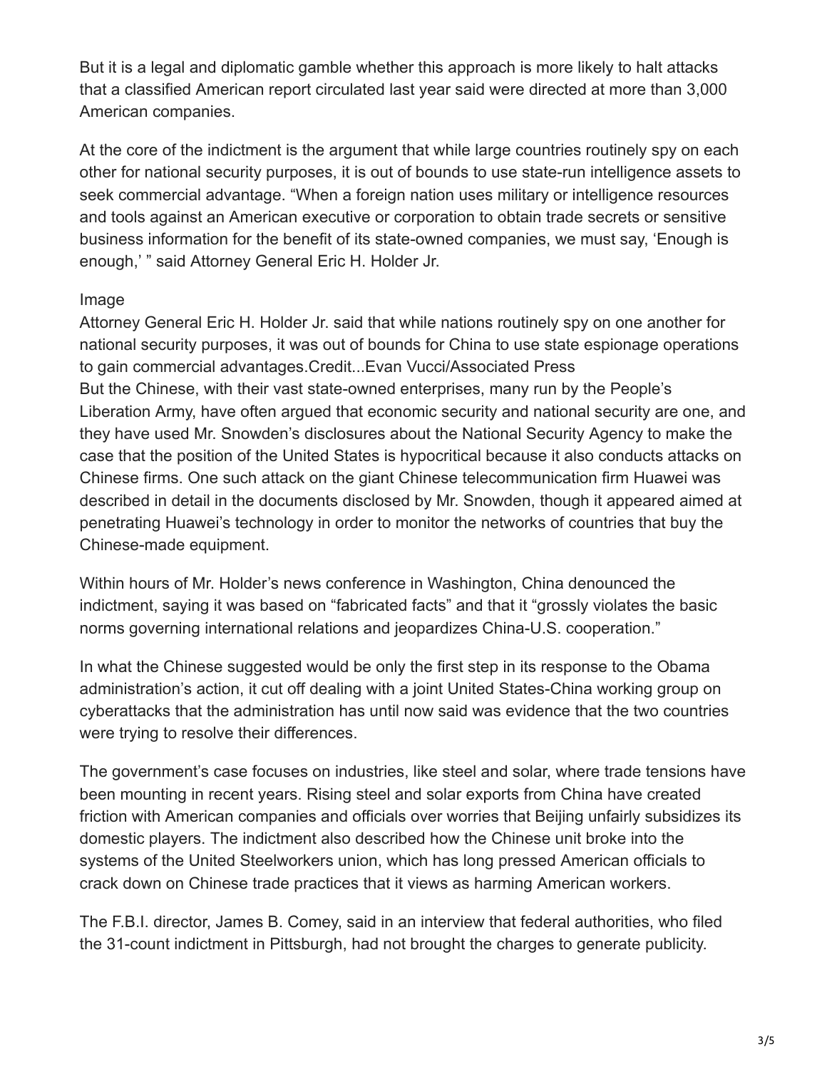But it is a legal and diplomatic gamble whether this approach is more likely to halt attacks that a classified American report circulated last year said were directed at more than 3,000 American companies.

At the core of the indictment is the argument that while large countries routinely spy on each other for national security purposes, it is out of bounds to use state-run intelligence assets to seek commercial advantage. "When a foreign nation uses military or intelligence resources and tools against an American executive or corporation to obtain trade secrets or sensitive business information for the benefit of its state-owned companies, we must say, 'Enough is enough,' " said Attorney General Eric H. Holder Jr.

Image
Attorney General Eric H. Holder Jr. said that while nations routinely spy on one another for national security purposes, it was out of bounds for China to use state espionage operations to gain commercial advantages.Credit...Evan Vucci/Associated Press

But the Chinese, with their vast state-owned enterprises, many run by the People's Liberation Army, have often argued that economic security and national security are one, and they have used Mr. Snowden's disclosures about the National Security Agency to make the case that the position of the United States is hypocritical because it also conducts attacks on Chinese firms. One such attack on the giant Chinese telecommunication firm Huawei was described in detail in the documents disclosed by Mr. Snowden, though it appeared aimed at penetrating Huawei's technology in order to monitor the networks of countries that buy the Chinese-made equipment.

Within hours of Mr. Holder's news conference in Washington, China denounced the indictment, saying it was based on "fabricated facts" and that it "grossly violates the basic norms governing international relations and jeopardizes China-U.S. cooperation."

In what the Chinese suggested would be only the first step in its response to the Obama administration's action, it cut off dealing with a joint United States-China working group on cyberattacks that the administration has until now said was evidence that the two countries were trying to resolve their differences.

The government's case focuses on industries, like steel and solar, where trade tensions have been mounting in recent years. Rising steel and solar exports from China have created friction with American companies and officials over worries that Beijing unfairly subsidizes its domestic players. The indictment also described how the Chinese unit broke into the systems of the United Steelworkers union, which has long pressed American officials to crack down on Chinese trade practices that it views as harming American workers.

The F.B.I. director, James B. Comey, said in an interview that federal authorities, who filed the 31-count indictment in Pittsburgh, had not brought the charges to generate publicity.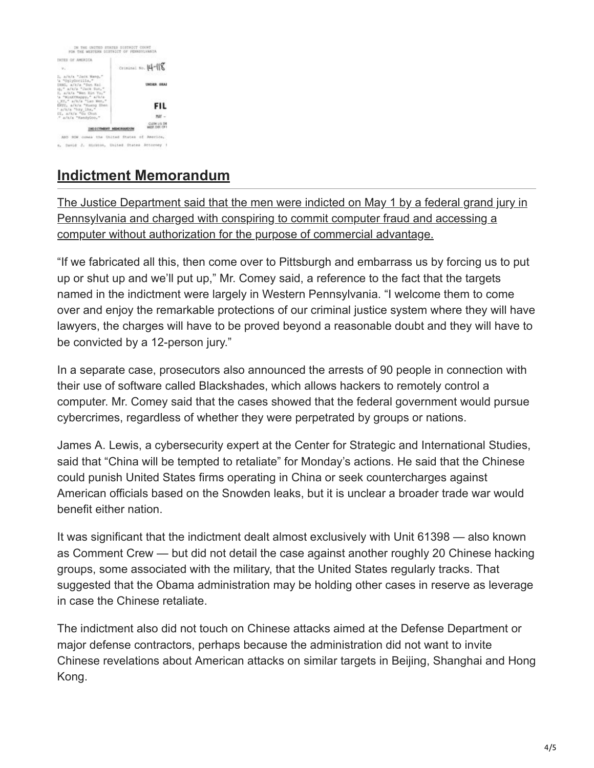## Indictment Memorandum

The Justice Department said that the men were indicted on May 1 by a federal grand jury in Pennsylvania and charged with conspiring to commit computer fraud and accessing a computer without authorization for the purpose of commercial advantage.

"If we fabricated all this, then come over to Pittsburgh and embarrass us by forcing us to put up or shut up and we'll put up," Mr. Comey said, a reference to the fact that the targets named in the indictment were largely in Western Pennsylvania. "I welcome them to come over and enjoy the remarkable protections of our criminal justice system where they will have lawyers, the charges will have to be proved beyond a reasonable doubt and they will have to be convicted by a 12-person jury."

In a separate case, prosecutors also announced the arrests of 90 people in connection with their use of software called Blackshades, which allows hackers to remotely control a computer. Mr. Comey said that the cases showed that the federal government would pursue cybercrimes, regardless of whether they were perpetrated by groups or nations.

James A. Lewis, a cybersecurity expert at the Center for Strategic and International Studies, said that "China will be tempted to retaliate" for Monday's actions. He said that the Chinese could punish United States firms operating in China or seek countercharges against American officials based on the Snowden leaks, but it is unclear a broader trade war would benefit either nation.

It was significant that the indictment dealt almost exclusively with Unit 61398 — also known as Comment Crew — but did not detail the case against another roughly 20 Chinese hacking groups, some associated with the military, that the United States regularly tracks. That suggested that the Obama administration may be holding other cases in reserve as leverage in case the Chinese retaliate.

The indictment also did not touch on Chinese attacks aimed at the Defense Department or major defense contractors, perhaps because the administration did not want to invite Chinese revelations about American attacks on similar targets in Beijing, Shanghai and Hong Kong.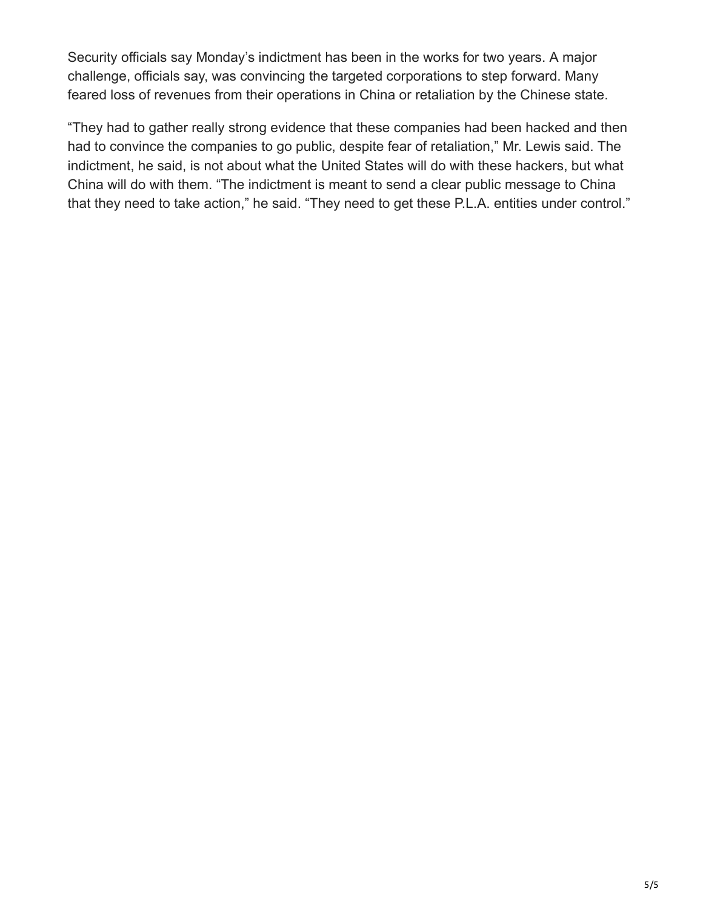Security officials say Monday's indictment has been in the works for two years. A major challenge, officials say, was convincing the targeted corporations to step forward. Many feared loss of revenues from their operations in China or retaliation by the Chinese state.

"They had to gather really strong evidence that these companies had been hacked and then had to convince the companies to go public, despite fear of retaliation," Mr. Lewis said. The indictment, he said, is not about what the United States will do with these hackers, but what China will do with them. "The indictment is meant to send a clear public message to China that they need to take action," he said. "They need to get these P.L.A. entities under control."